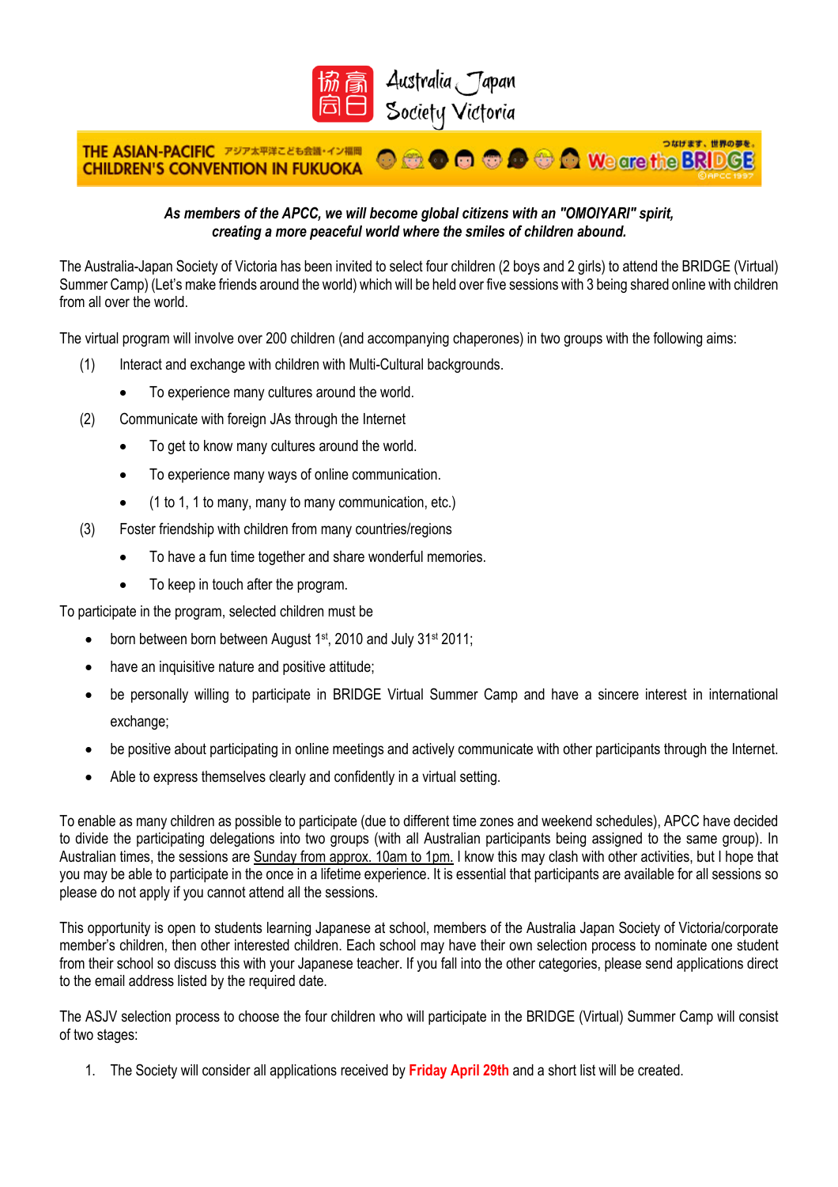Australia Japan Society Victoria

THE ASIAN-PACIFIC CHILDREN'S CONVENTION IN FUKUOKA アジア太平洋こども会議・イン福岡 We are the BRIDGE

***As members of the APCC, we will become global citizens with an "OMOIYARI" spirit, creating a more peaceful world where the smiles of children abound.***

The Australia-Japan Society of Victoria has been invited to select four children (2 boys and 2 girls) to attend the BRIDGE (Virtual) Summer Camp) (Let's make friends around the world) which will be held over five sessions with 3 being shared online with children from all over the world.

The virtual program will involve over 200 children (and accompanying chaperones) in two groups with the following aims:

(1) Interact and exchange with children with Multi-Cultural backgrounds.
   - To experience many cultures around the world.

(2) Communicate with foreign JAs through the Internet
   - To get to know many cultures around the world.
   - To experience many ways of online communication.
   - (1 to 1, 1 to many, many to many communication, etc.)

(3) Foster friendship with children from many countries/regions
   - To have a fun time together and share wonderful memories.
   - To keep in touch after the program.

To participate in the program, selected children must be

- born between born between August 1st, 2010 and July 31st 2011;
- have an inquisitive nature and positive attitude;
- be personally willing to participate in BRIDGE Virtual Summer Camp and have a sincere interest in international exchange;
- be positive about participating in online meetings and actively communicate with other participants through the Internet.
- Able to express themselves clearly and confidently in a virtual setting.

To enable as many children as possible to participate (due to different time zones and weekend schedules), APCC have decided to divide the participating delegations into two groups (with all Australian participants being assigned to the same group). In Australian times, the sessions are Sunday from approx. 10am to 1pm. I know this may clash with other activities, but I hope that you may be able to participate in the once in a lifetime experience. It is essential that participants are available for all sessions so please do not apply if you cannot attend all the sessions.

This opportunity is open to students learning Japanese at school, members of the Australia Japan Society of Victoria/corporate member's children, then other interested children. Each school may have their own selection process to nominate one student from their school so discuss this with your Japanese teacher. If you fall into the other categories, please send applications direct to the email address listed by the required date.

The ASJV selection process to choose the four children who will participate in the BRIDGE (Virtual) Summer Camp will consist of two stages:

1. The Society will consider all applications received by **Friday April 29th** and a short list will be created.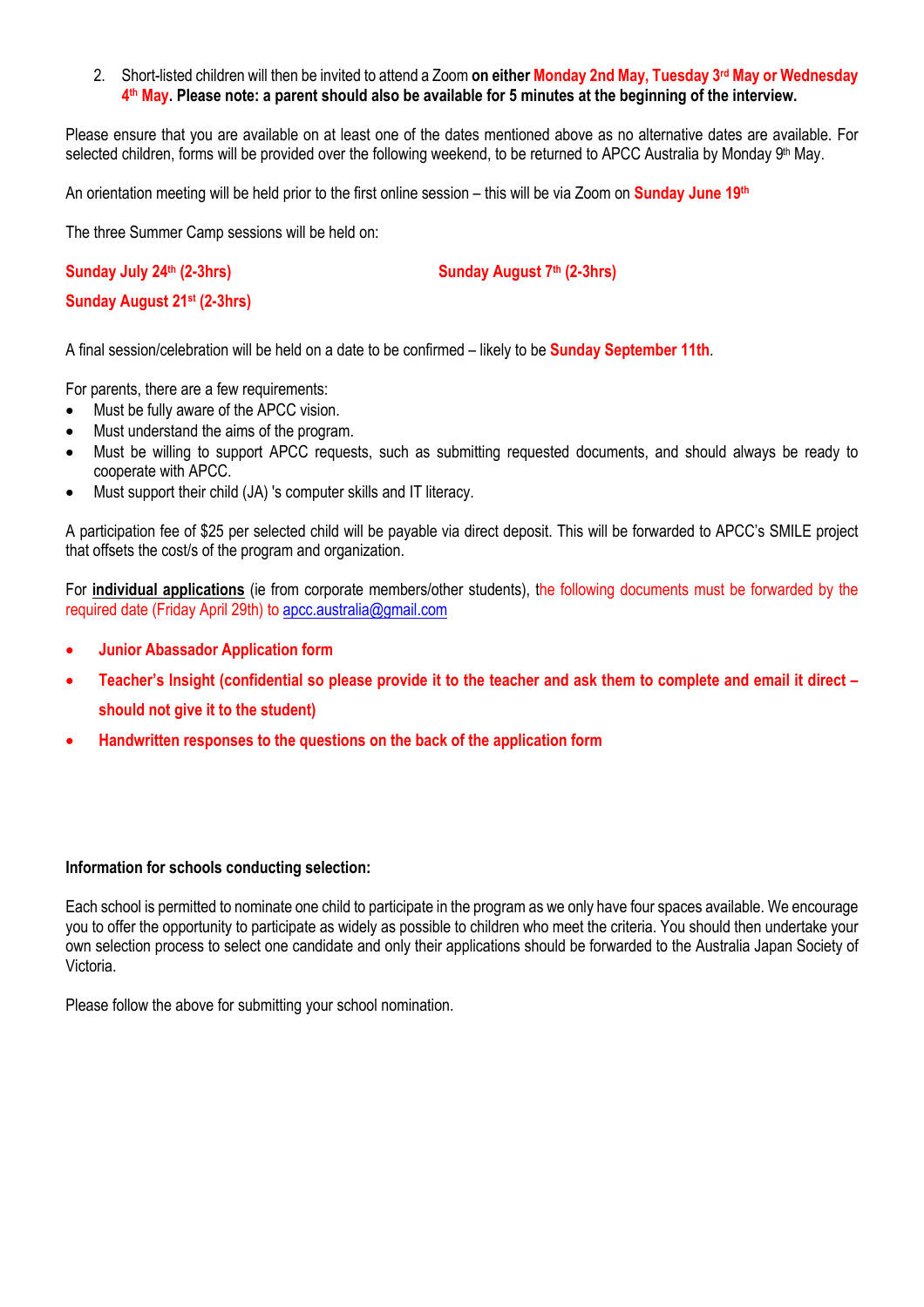2. Short-listed children will then be invited to attend a Zoom **on either Monday 2nd May, Tuesday 3rd May or Wednesday 4th May. Please note: a parent should also be available for 5 minutes at the beginning of the interview.**

Please ensure that you are available on at least one of the dates mentioned above as no alternative dates are available. For selected children, forms will be provided over the following weekend, to be returned to APCC Australia by Monday 9th May.

An orientation meeting will be held prior to the first online session – this will be via Zoom on **Sunday June 19th**

The three Summer Camp sessions will be held on:

**Sunday July 24th (2-3hrs)**

**Sunday August 7th (2-3hrs)**

**Sunday August 21st (2-3hrs)**

A final session/celebration will be held on a date to be confirmed – likely to be **Sunday September 11th**.

For parents, there are a few requirements:

- Must be fully aware of the APCC vision.
- Must understand the aims of the program.
- Must be willing to support APCC requests, such as submitting requested documents, and should always be ready to cooperate with APCC.
- Must support their child (JA) 's computer skills and IT literacy.

A participation fee of $25 per selected child will be payable via direct deposit. This will be forwarded to APCC's SMILE project that offsets the cost/s of the program and organization.

For **individual applications** (ie from corporate members/other students), the following documents must be forwarded by the required date (Friday April 29th) to apcc.australia@gmail.com

- **Junior Abassador Application form**
- **Teacher's Insight (confidential so please provide it to the teacher and ask them to complete and email it direct – should not give it to the student)**
- **Handwritten responses to the questions on the back of the application form**

**Information for schools conducting selection:**

Each school is permitted to nominate one child to participate in the program as we only have four spaces available. We encourage you to offer the opportunity to participate as widely as possible to children who meet the criteria. You should then undertake your own selection process to select one candidate and only their applications should be forwarded to the Australia Japan Society of Victoria.

Please follow the above for submitting your school nomination.